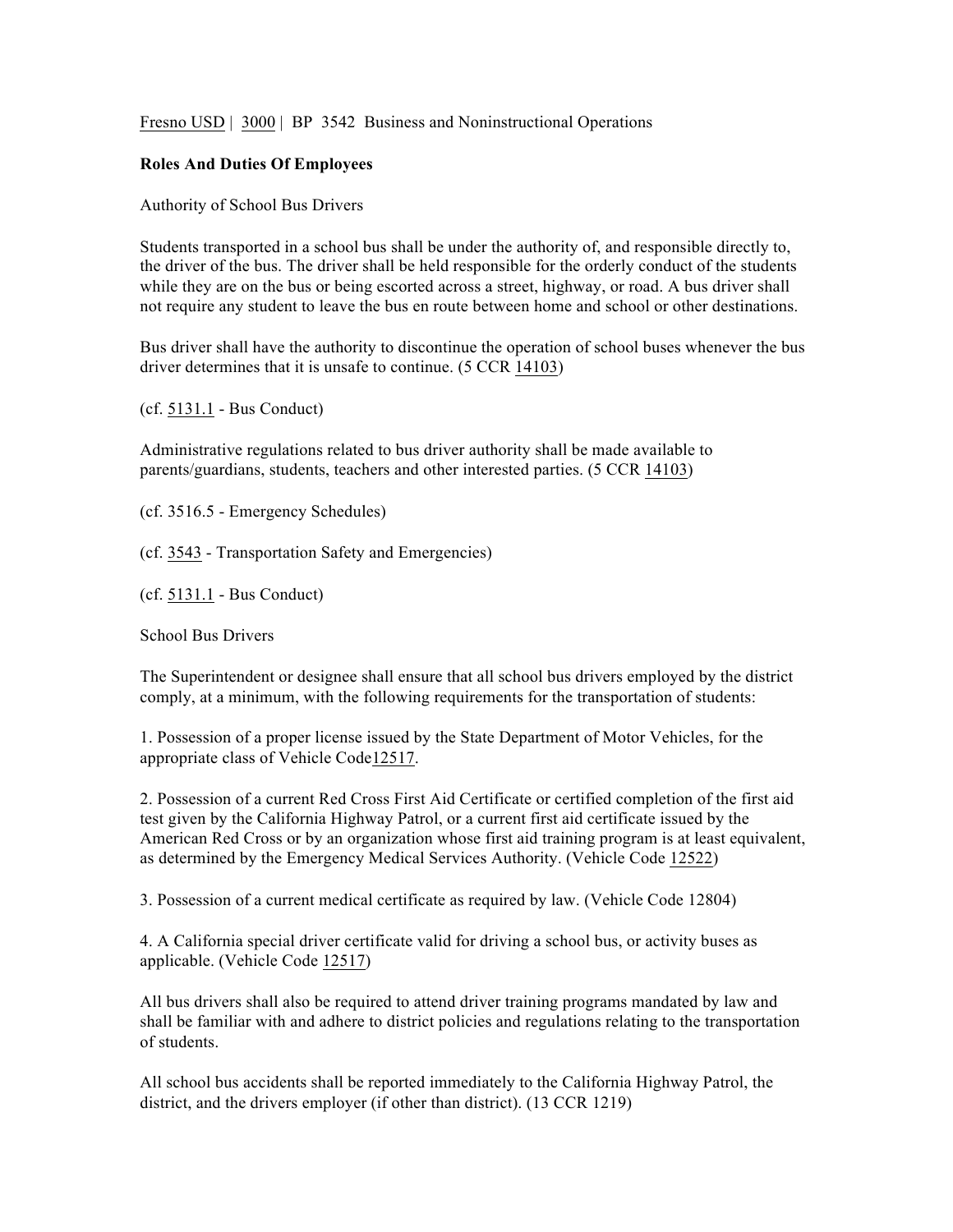Fresno USD | 3000 | BP 3542 Business and Noninstructional Operations

**Roles And Duties Of Employees**

Authority of School Bus Drivers

Students transported in a school bus shall be under the authority of, and responsible directly to, the driver of the bus. The driver shall be held responsible for the orderly conduct of the students while they are on the bus or being escorted across a street, highway, or road. A bus driver shall not require any student to leave the bus en route between home and school or other destinations.

Bus driver shall have the authority to discontinue the operation of school buses whenever the bus driver determines that it is unsafe to continue. (5 CCR 14103)

(cf. 5131.1 - Bus Conduct)

Administrative regulations related to bus driver authority shall be made available to parents/guardians, students, teachers and other interested parties. (5 CCR 14103)

(cf. 3516.5 - Emergency Schedules)

(cf. 3543 - Transportation Safety and Emergencies)

(cf. 5131.1 - Bus Conduct)

School Bus Drivers

The Superintendent or designee shall ensure that all school bus drivers employed by the district comply, at a minimum, with the following requirements for the transportation of students:

1. Possession of a proper license issued by the State Department of Motor Vehicles, for the appropriate class of Vehicle Code12517.

2. Possession of a current Red Cross First Aid Certificate or certified completion of the first aid test given by the California Highway Patrol, or a current first aid certificate issued by the American Red Cross or by an organization whose first aid training program is at least equivalent, as determined by the Emergency Medical Services Authority. (Vehicle Code 12522)

3. Possession of a current medical certificate as required by law. (Vehicle Code 12804)

4. A California special driver certificate valid for driving a school bus, or activity buses as applicable. (Vehicle Code 12517)

All bus drivers shall also be required to attend driver training programs mandated by law and shall be familiar with and adhere to district policies and regulations relating to the transportation of students.

All school bus accidents shall be reported immediately to the California Highway Patrol, the district, and the drivers employer (if other than district). (13 CCR 1219)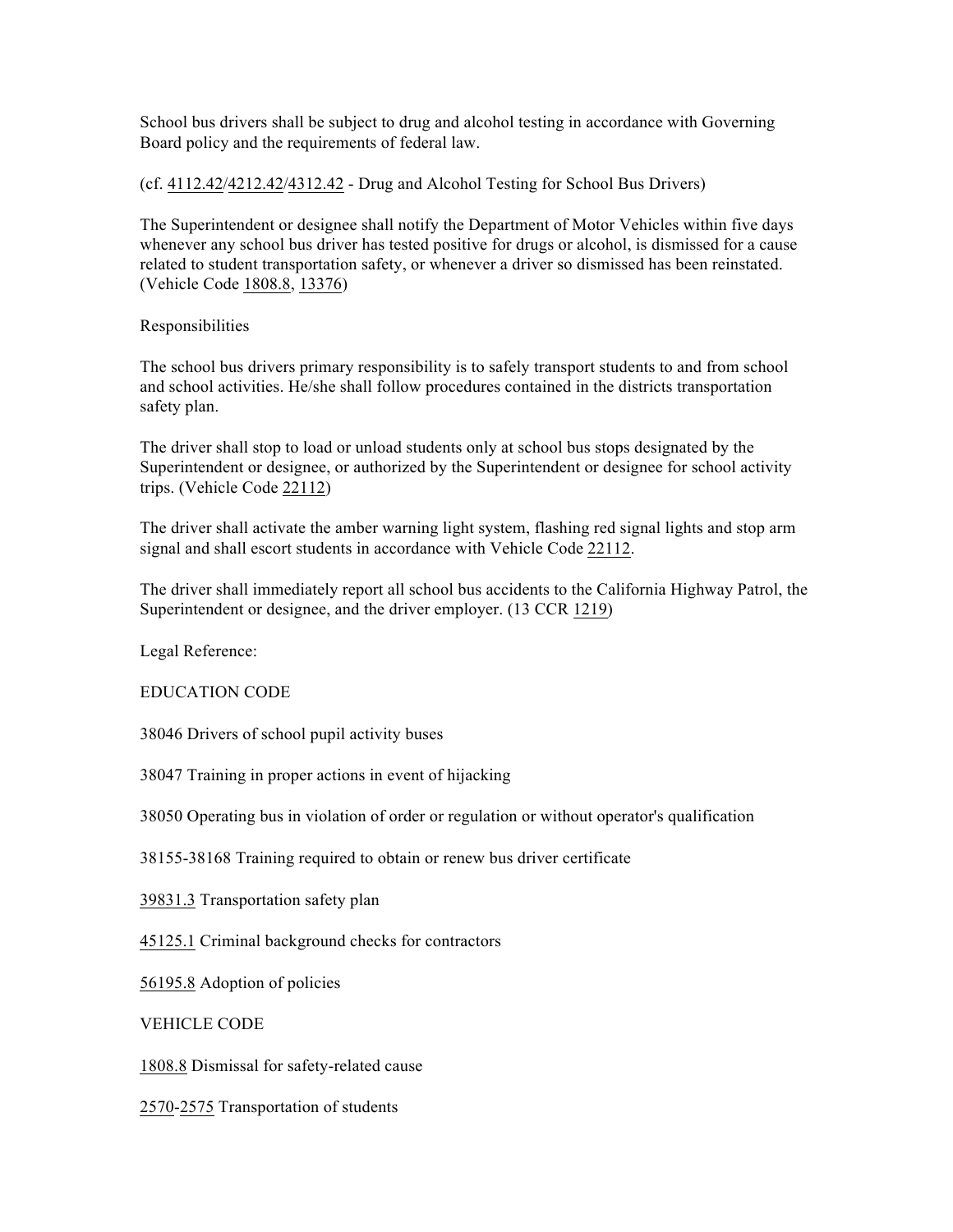School bus drivers shall be subject to drug and alcohol testing in accordance with Governing Board policy and the requirements of federal law.

(cf. 4112.42/4212.42/4312.42 - Drug and Alcohol Testing for School Bus Drivers)

The Superintendent or designee shall notify the Department of Motor Vehicles within five days whenever any school bus driver has tested positive for drugs or alcohol, is dismissed for a cause related to student transportation safety, or whenever a driver so dismissed has been reinstated. (Vehicle Code 1808.8, 13376)

Responsibilities

The school bus drivers primary responsibility is to safely transport students to and from school and school activities. He/she shall follow procedures contained in the districts transportation safety plan.

The driver shall stop to load or unload students only at school bus stops designated by the Superintendent or designee, or authorized by the Superintendent or designee for school activity trips. (Vehicle Code 22112)

The driver shall activate the amber warning light system, flashing red signal lights and stop arm signal and shall escort students in accordance with Vehicle Code 22112.

The driver shall immediately report all school bus accidents to the California Highway Patrol, the Superintendent or designee, and the driver employer. (13 CCR 1219)

Legal Reference:

EDUCATION CODE

38046 Drivers of school pupil activity buses

38047 Training in proper actions in event of hijacking

38050 Operating bus in violation of order or regulation or without operator's qualification

38155-38168 Training required to obtain or renew bus driver certificate

39831.3 Transportation safety plan

45125.1 Criminal background checks for contractors

56195.8 Adoption of policies

VEHICLE CODE

1808.8 Dismissal for safety-related cause

2570-2575 Transportation of students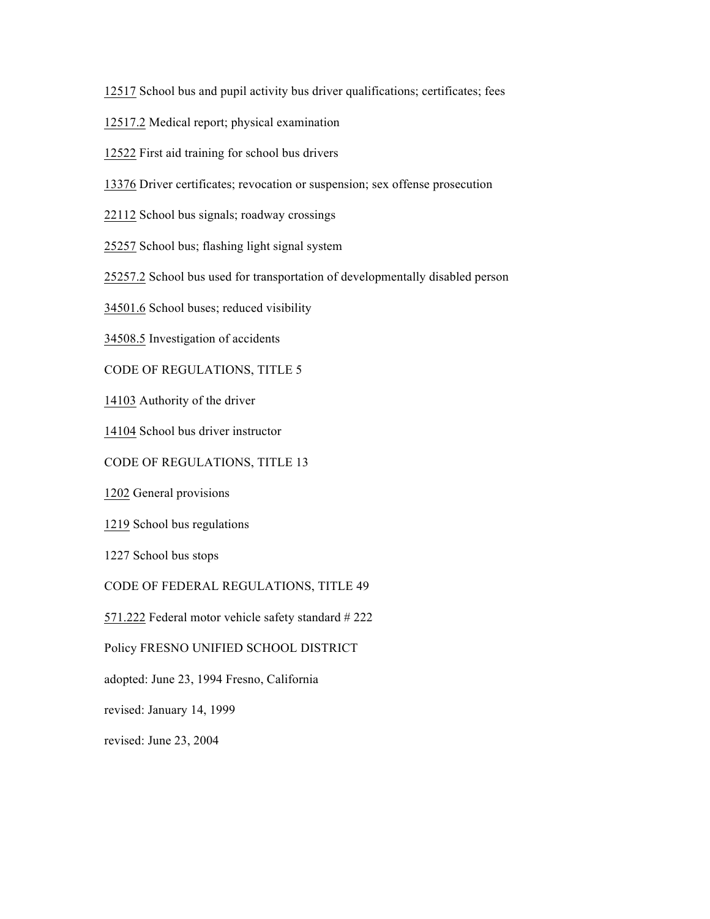12517 School bus and pupil activity bus driver qualifications; certificates; fees

12517.2 Medical report; physical examination

12522 First aid training for school bus drivers

13376 Driver certificates; revocation or suspension; sex offense prosecution

22112 School bus signals; roadway crossings

25257 School bus; flashing light signal system

25257.2 School bus used for transportation of developmentally disabled person

34501.6 School buses; reduced visibility

34508.5 Investigation of accidents

CODE OF REGULATIONS, TITLE 5

14103 Authority of the driver

14104 School bus driver instructor

CODE OF REGULATIONS, TITLE 13

1202 General provisions

1219 School bus regulations

1227 School bus stops

CODE OF FEDERAL REGULATIONS, TITLE 49

571.222 Federal motor vehicle safety standard # 222

Policy FRESNO UNIFIED SCHOOL DISTRICT

adopted: June 23, 1994 Fresno, California

revised: January 14, 1999

revised: June 23, 2004